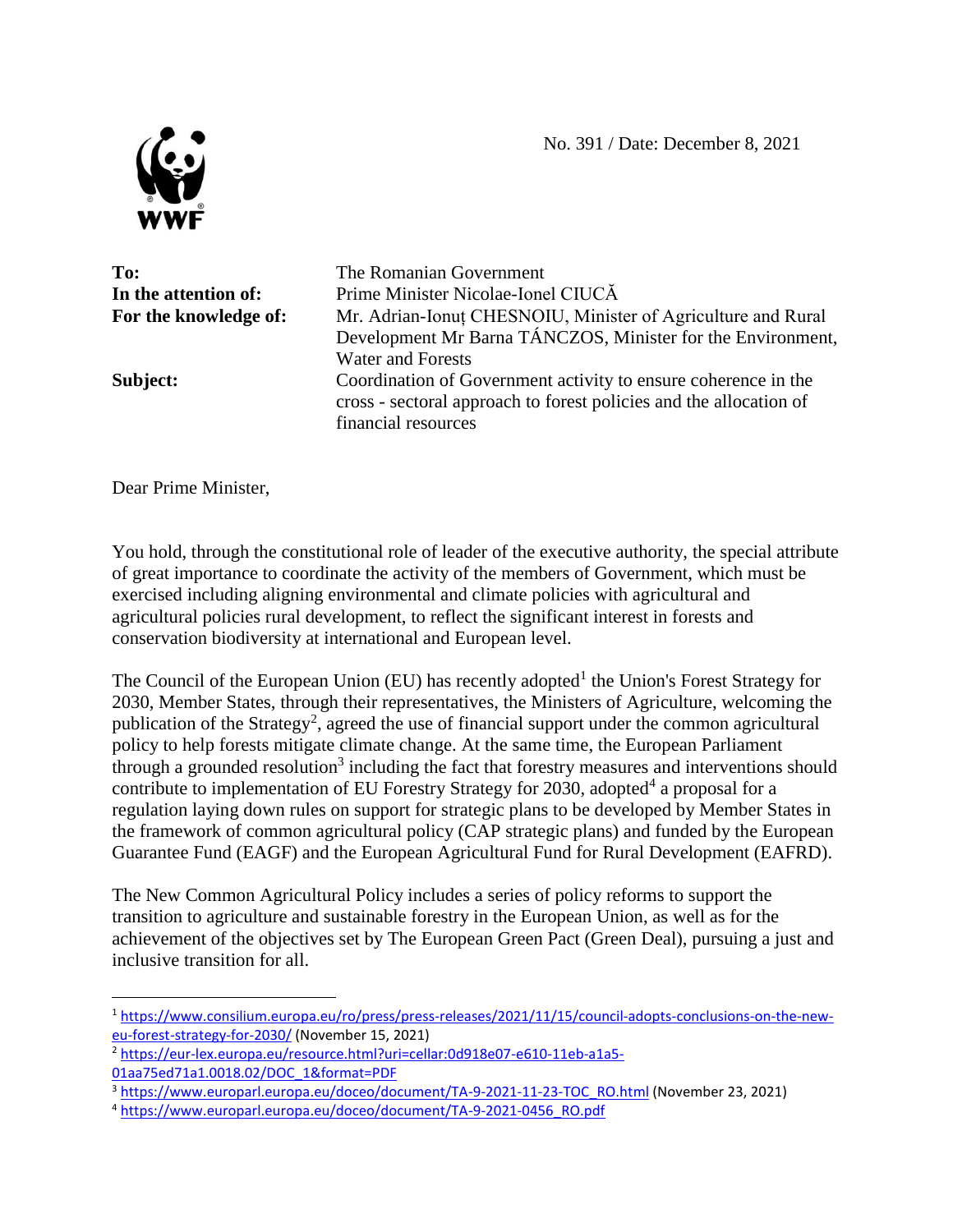WWF

No. 391 / Date: December 8, 2021

| | |
|---|---|
| **To:** | The Romanian Government |
| **In the attention of:** | Prime Minister Nicolae-Ionel CIUCĂ |
| **For the knowledge of:** | Mr. Adrian-Ionuț CHESNOIU, Minister of Agriculture and Rural Development Mr Barna TÁNCZOS, Minister for the Environment, Water and Forests |
| **Subject:** | Coordination of Government activity to ensure coherence in the cross - sectoral approach to forest policies and the allocation of financial resources |

Dear Prime Minister,

You hold, through the constitutional role of leader of the executive authority, the special attribute of great importance to coordinate the activity of the members of Government, which must be exercised including aligning environmental and climate policies with agricultural and agricultural policies rural development, to reflect the significant interest in forests and conservation biodiversity at international and European level.

The Council of the European Union (EU) has recently adopted[1] the Union's Forest Strategy for 2030, Member States, through their representatives, the Ministers of Agriculture, welcoming the publication of the Strategy[2], agreed the use of financial support under the common agricultural policy to help forests mitigate climate change. At the same time, the European Parliament through a grounded resolution[3] including the fact that forestry measures and interventions should contribute to implementation of EU Forestry Strategy for 2030, adopted[4] a proposal for a regulation laying down rules on support for strategic plans to be developed by Member States in the framework of common agricultural policy (CAP strategic plans) and funded by the European Guarantee Fund (EAGF) and the European Agricultural Fund for Rural Development (EAFRD).

The New Common Agricultural Policy includes a series of policy reforms to support the transition to agriculture and sustainable forestry in the European Union, as well as for the achievement of the objectives set by The European Green Pact (Green Deal), pursuing a just and inclusive transition for all.

---

[1] https://www.consilium.europa.eu/ro/press/press-releases/2021/11/15/council-adopts-conclusions-on-the-new-eu-forest-strategy-for-2030/ (November 15, 2021)

[2] https://eur-lex.europa.eu/resource.html?uri=cellar:0d918e07-e610-11eb-a1a5-01aa75ed71a1.0018.02/DOC_1&format=PDF

[3] https://www.europarl.europa.eu/doceo/document/TA-9-2021-11-23-TOC_RO.html (November 23, 2021)

[4] https://www.europarl.europa.eu/doceo/document/TA-9-2021-0456_RO.pdf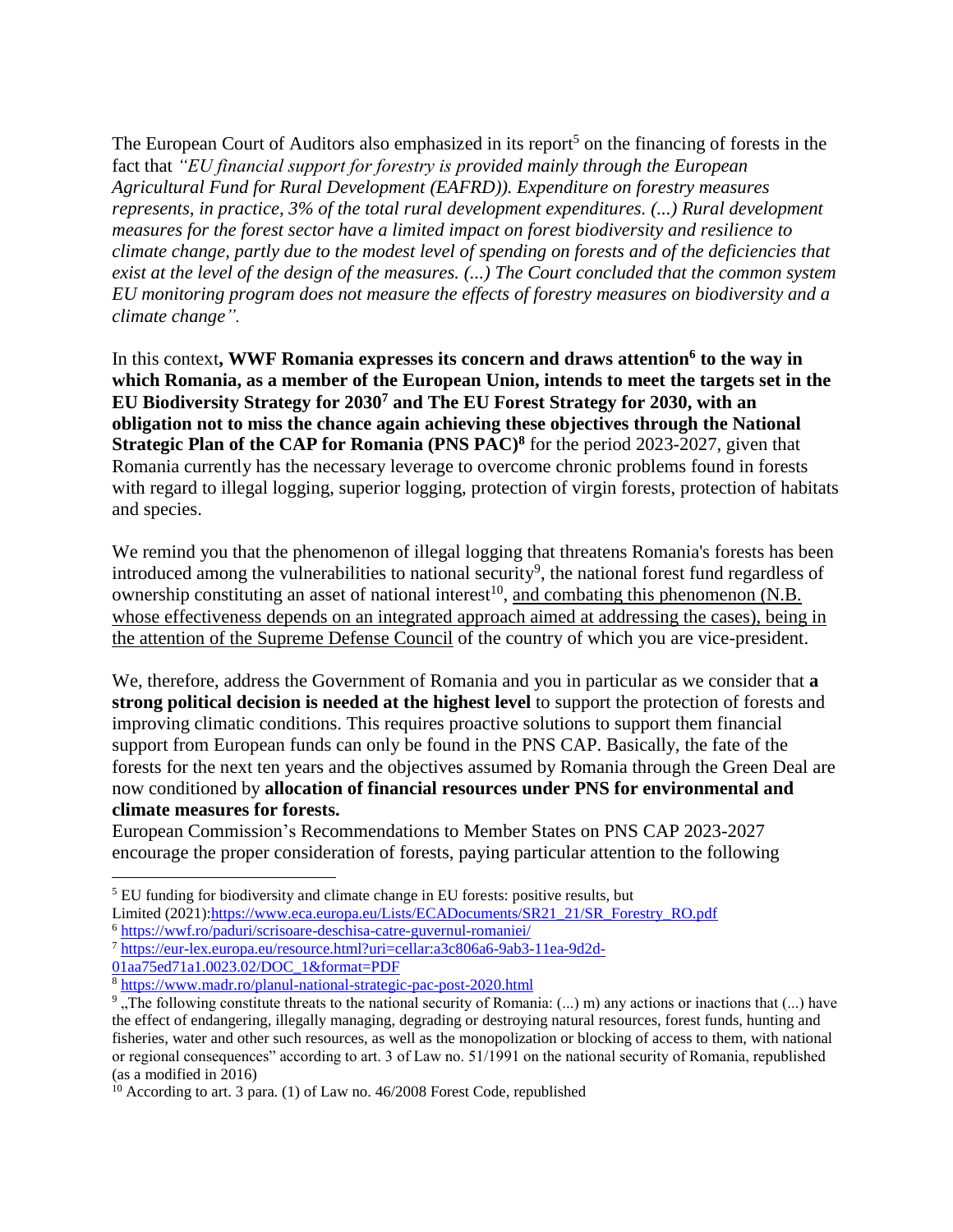The European Court of Auditors also emphasized in its report[5] on the financing of forests in the fact that *"EU financial support for forestry is provided mainly through the European Agricultural Fund for Rural Development (EAFRD)). Expenditure on forestry measures represents, in practice, 3% of the total rural development expenditures. (...) Rural development measures for the forest sector have a limited impact on forest biodiversity and resilience to climate change, partly due to the modest level of spending on forests and of the deficiencies that exist at the level of the design of the measures. (...) The Court concluded that the common system EU monitoring program does not measure the effects of forestry measures on biodiversity and a climate change".*

In this context**, WWF Romania expresses its concern and draws attention[6] to the way in which Romania, as a member of the European Union, intends to meet the targets set in the EU Biodiversity Strategy for 2030[7] and The EU Forest Strategy for 2030, with an obligation not to miss the chance again achieving these objectives through the National Strategic Plan of the CAP for Romania (PNS PAC)[8]** for the period 2023-2027, given that Romania currently has the necessary leverage to overcome chronic problems found in forests with regard to illegal logging, superior logging, protection of virgin forests, protection of habitats and species.

We remind you that the phenomenon of illegal logging that threatens Romania's forests has been introduced among the vulnerabilities to national security[9], the national forest fund regardless of ownership constituting an asset of national interest[10], <u>and combating this phenomenon (N.B. whose effectiveness depends on an integrated approach aimed at addressing the cases), being in the attention of the Supreme Defense Council</u> of the country of which you are vice-president.

We, therefore, address the Government of Romania and you in particular as we consider that **a strong political decision is needed at the highest level** to support the protection of forests and improving climatic conditions. This requires proactive solutions to support them financial support from European funds can only be found in the PNS CAP. Basically, the fate of the forests for the next ten years and the objectives assumed by Romania through the Green Deal are now conditioned by **allocation of financial resources under PNS for environmental and climate measures for forests.**
European Commission's Recommendations to Member States on PNS CAP 2023-2027 encourage the proper consideration of forests, paying particular attention to the following

---

[5] EU funding for biodiversity and climate change in EU forests: positive results, but Limited (2021):https://www.eca.europa.eu/Lists/ECADocuments/SR21_21/SR_Forestry_RO.pdf

[6] https://wwf.ro/paduri/scrisoare-deschisa-catre-guvernul-romaniei/

[7] https://eur-lex.europa.eu/resource.html?uri=cellar:a3c806a6-9ab3-11ea-9d2d-01aa75ed71a1.0023.02/DOC_1&format=PDF

[8] https://www.madr.ro/planul-national-strategic-pac-post-2020.html

[9] „The following constitute threats to the national security of Romania: (...) m) any actions or inactions that (...) have the effect of endangering, illegally managing, degrading or destroying natural resources, forest funds, hunting and fisheries, water and other such resources, as well as the monopolization or blocking of access to them, with national or regional consequences" according to art. 3 of Law no. 51/1991 on the national security of Romania, republished (as a modified in 2016)

[10] According to art. 3 para. (1) of Law no. 46/2008 Forest Code, republished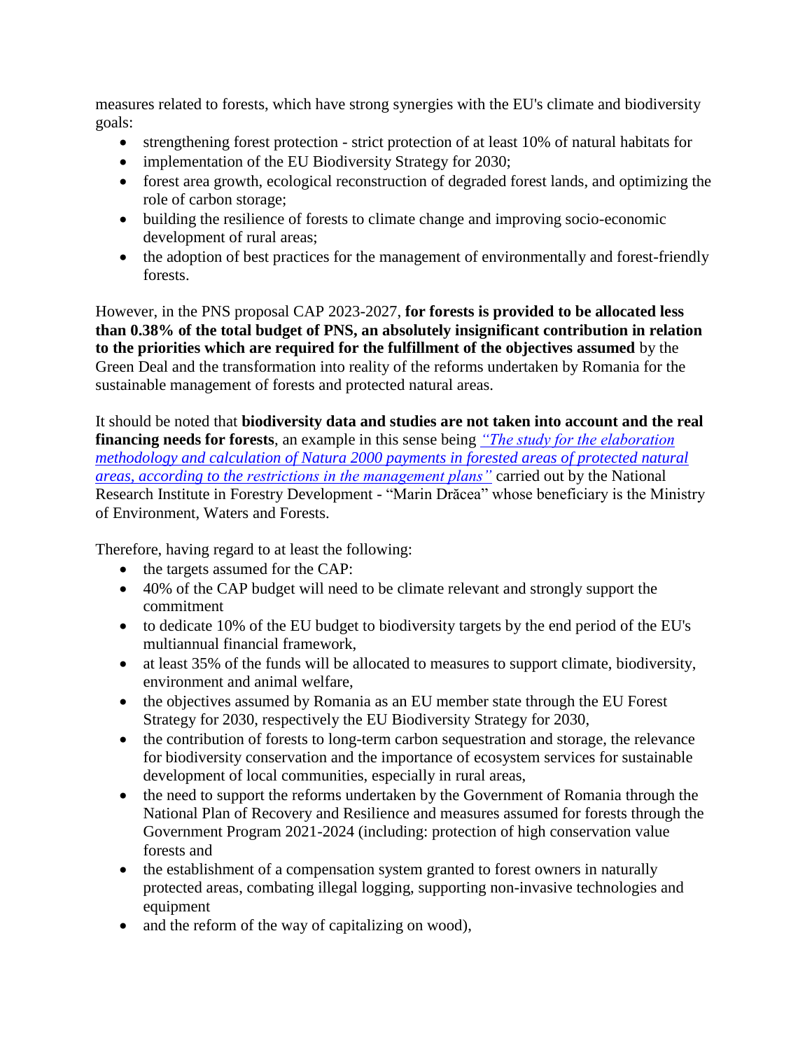measures related to forests, which have strong synergies with the EU's climate and biodiversity goals:

- strengthening forest protection - strict protection of at least 10% of natural habitats for
- implementation of the EU Biodiversity Strategy for 2030;
- forest area growth, ecological reconstruction of degraded forest lands, and optimizing the role of carbon storage;
- building the resilience of forests to climate change and improving socio-economic development of rural areas;
- the adoption of best practices for the management of environmentally and forest-friendly forests.

However, in the PNS proposal CAP 2023-2027, **for forests is provided to be allocated less than 0.38% of the total budget of PNS, an absolutely insignificant contribution in relation to the priorities which are required for the fulfillment of the objectives assumed** by the Green Deal and the transformation into reality of the reforms undertaken by Romania for the sustainable management of forests and protected natural areas.

It should be noted that **biodiversity data and studies are not taken into account and the real financing needs for forests**, an example in this sense being *"The study for the elaboration methodology and calculation of Natura 2000 payments in forested areas of protected natural areas, according to the restrictions in the management plans"* carried out by the National Research Institute in Forestry Development - "Marin Drăcea" whose beneficiary is the Ministry of Environment, Waters and Forests.

Therefore, having regard to at least the following:

- the targets assumed for the CAP:
- 40% of the CAP budget will need to be climate relevant and strongly support the commitment
- to dedicate 10% of the EU budget to biodiversity targets by the end period of the EU's multiannual financial framework,
- at least 35% of the funds will be allocated to measures to support climate, biodiversity, environment and animal welfare,
- the objectives assumed by Romania as an EU member state through the EU Forest Strategy for 2030, respectively the EU Biodiversity Strategy for 2030,
- the contribution of forests to long-term carbon sequestration and storage, the relevance for biodiversity conservation and the importance of ecosystem services for sustainable development of local communities, especially in rural areas,
- the need to support the reforms undertaken by the Government of Romania through the National Plan of Recovery and Resilience and measures assumed for forests through the Government Program 2021-2024 (including: protection of high conservation value forests and
- the establishment of a compensation system granted to forest owners in naturally protected areas, combating illegal logging, supporting non-invasive technologies and equipment
- and the reform of the way of capitalizing on wood),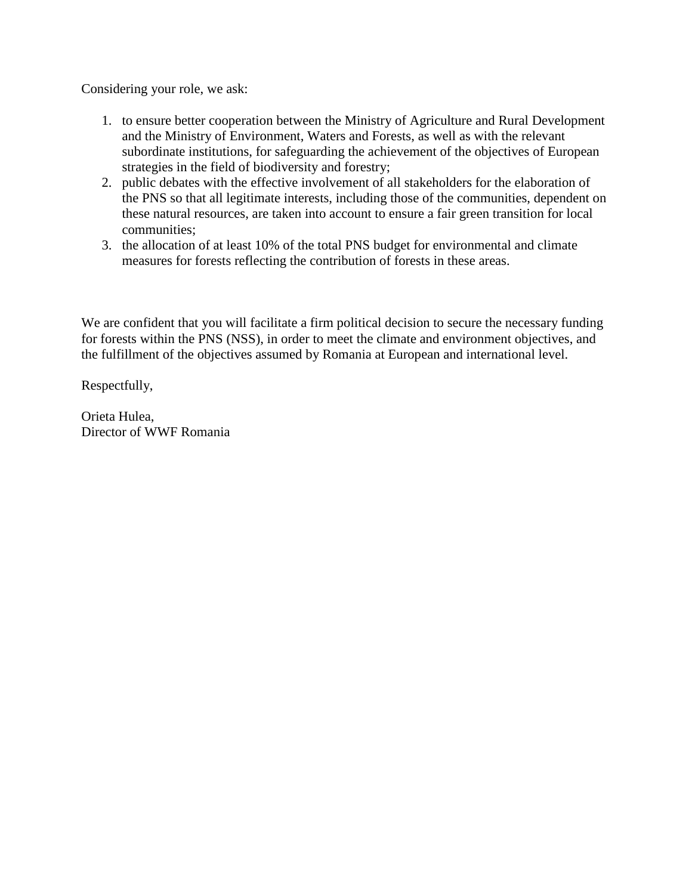Considering your role, we ask:

1. to ensure better cooperation between the Ministry of Agriculture and Rural Development and the Ministry of Environment, Waters and Forests, as well as with the relevant subordinate institutions, for safeguarding the achievement of the objectives of European strategies in the field of biodiversity and forestry;
2. public debates with the effective involvement of all stakeholders for the elaboration of the PNS so that all legitimate interests, including those of the communities, dependent on these natural resources, are taken into account to ensure a fair green transition for local communities;
3. the allocation of at least 10% of the total PNS budget for environmental and climate measures for forests reflecting the contribution of forests in these areas.

We are confident that you will facilitate a firm political decision to secure the necessary funding for forests within the PNS (NSS), in order to meet the climate and environment objectives, and the fulfillment of the objectives assumed by Romania at European and international level.

Respectfully,

Orieta Hulea,
Director of WWF Romania